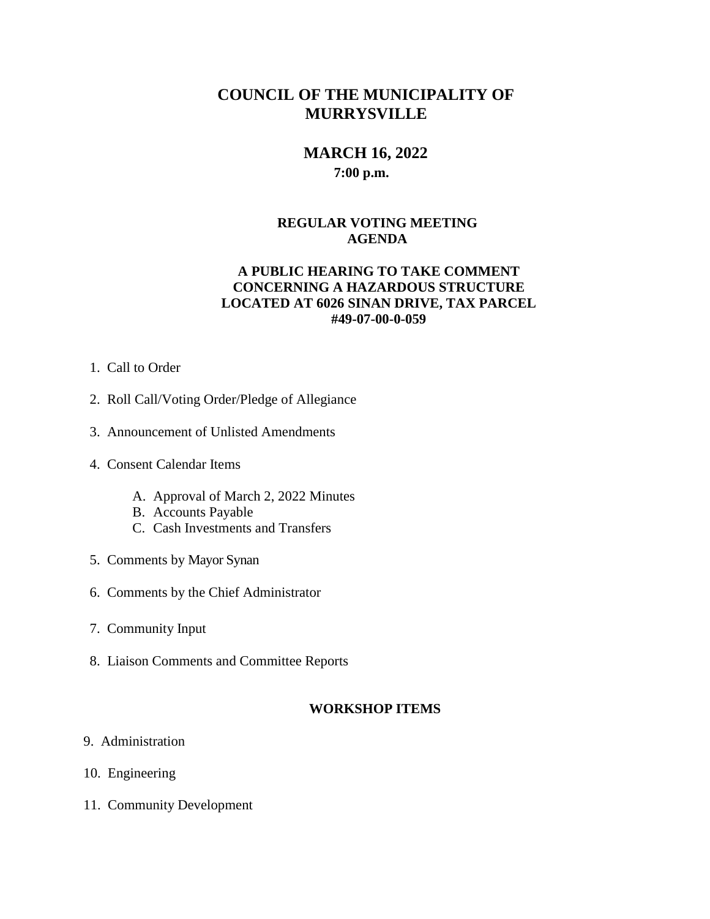# COUNCIL OF THE MUNICIPALITY OF MURRYSVILLE

## MARCH 16, 2022

**7:00 p.m.**

### REGULAR VOTING MEETING AGENDA

### A PUBLIC HEARING TO TAKE COMMENT CONCERNING A HAZARDOUS STRUCTURE LOCATED AT 6026 SINAN DRIVE, TAX PARCEL #49-07-00-0-059

1. Call to Order
2. Roll Call/Voting Order/Pledge of Allegiance
3. Announcement of Unlisted Amendments
4. Consent Calendar Items
   - A. Approval of March 2, 2022 Minutes
   - B. Accounts Payable
   - C. Cash Investments and Transfers
5. Comments by Mayor Synan
6. Comments by the Chief Administrator
7. Community Input
8. Liaison Comments and Committee Reports

### WORKSHOP ITEMS

9. Administration
10. Engineering
11. Community Development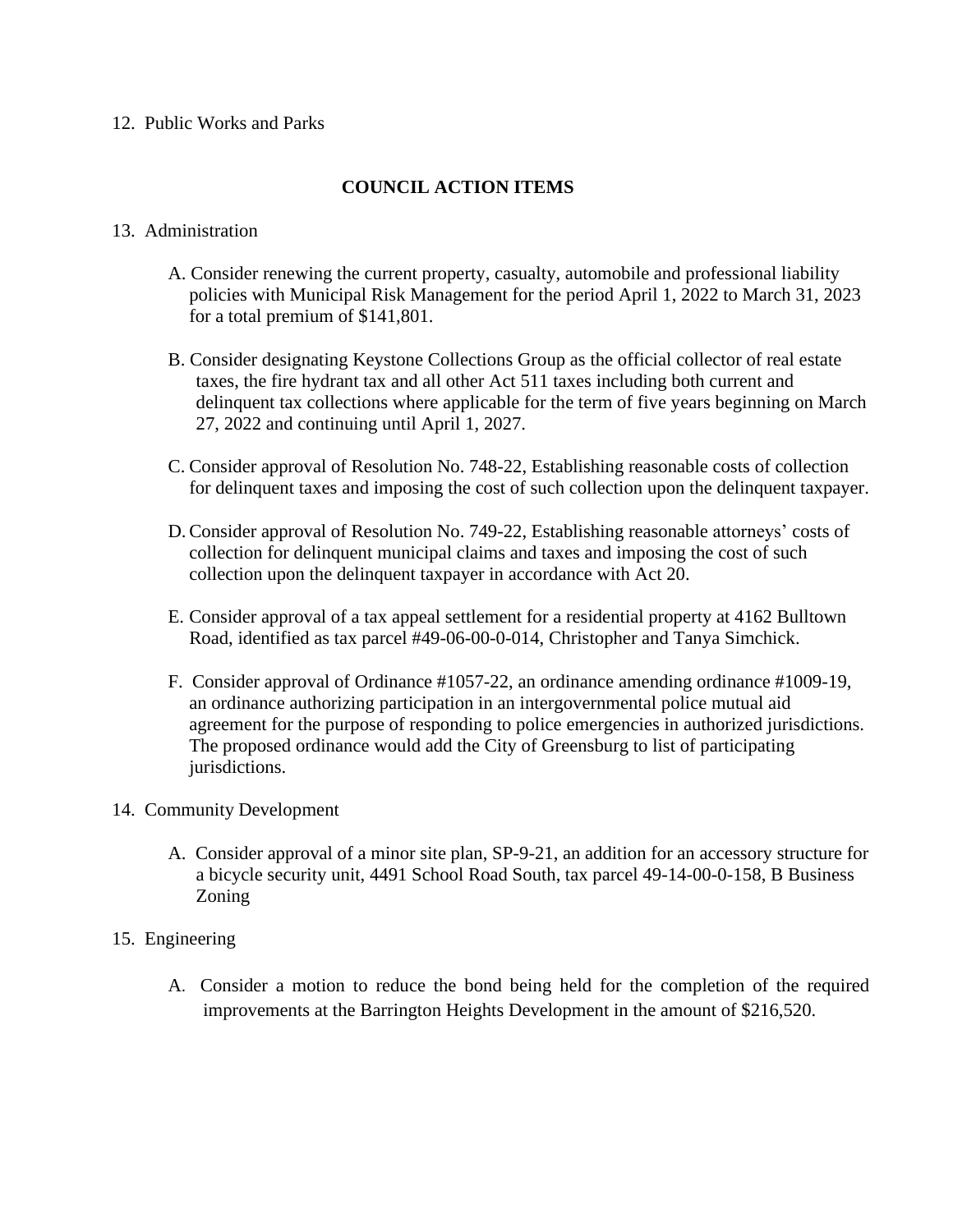12. Public Works and Parks

## COUNCIL ACTION ITEMS

13. Administration

    A. Consider renewing the current property, casualty, automobile and professional liability policies with Municipal Risk Management for the period April 1, 2022 to March 31, 2023 for a total premium of $141,801.

    B. Consider designating Keystone Collections Group as the official collector of real estate taxes, the fire hydrant tax and all other Act 511 taxes including both current and delinquent tax collections where applicable for the term of five years beginning on March 27, 2022 and continuing until April 1, 2027.

    C. Consider approval of Resolution No. 748-22, Establishing reasonable costs of collection for delinquent taxes and imposing the cost of such collection upon the delinquent taxpayer.

    D. Consider approval of Resolution No. 749-22, Establishing reasonable attorneys' costs of collection for delinquent municipal claims and taxes and imposing the cost of such collection upon the delinquent taxpayer in accordance with Act 20.

    E. Consider approval of a tax appeal settlement for a residential property at 4162 Bulltown Road, identified as tax parcel #49-06-00-0-014, Christopher and Tanya Simchick.

    F. Consider approval of Ordinance #1057-22, an ordinance amending ordinance #1009-19, an ordinance authorizing participation in an intergovernmental police mutual aid agreement for the purpose of responding to police emergencies in authorized jurisdictions. The proposed ordinance would add the City of Greensburg to list of participating jurisdictions.

14. Community Development

    A. Consider approval of a minor site plan, SP-9-21, an addition for an accessory structure for a bicycle security unit, 4491 School Road South, tax parcel 49-14-00-0-158, B Business Zoning

15. Engineering

    A. Consider a motion to reduce the bond being held for the completion of the required improvements at the Barrington Heights Development in the amount of $216,520.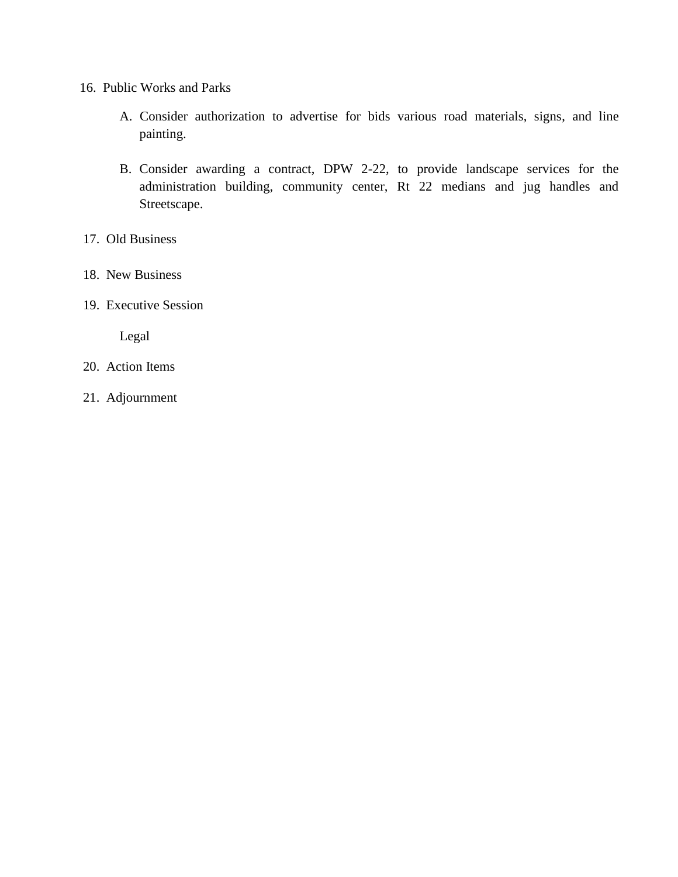16. Public Works and Parks

    A. Consider authorization to advertise for bids various road materials, signs, and line painting.

    B. Consider awarding a contract, DPW 2-22, to provide landscape services for the administration building, community center, Rt 22 medians and jug handles and Streetscape.

17. Old Business

18. New Business

19. Executive Session

    Legal

20. Action Items

21. Adjournment